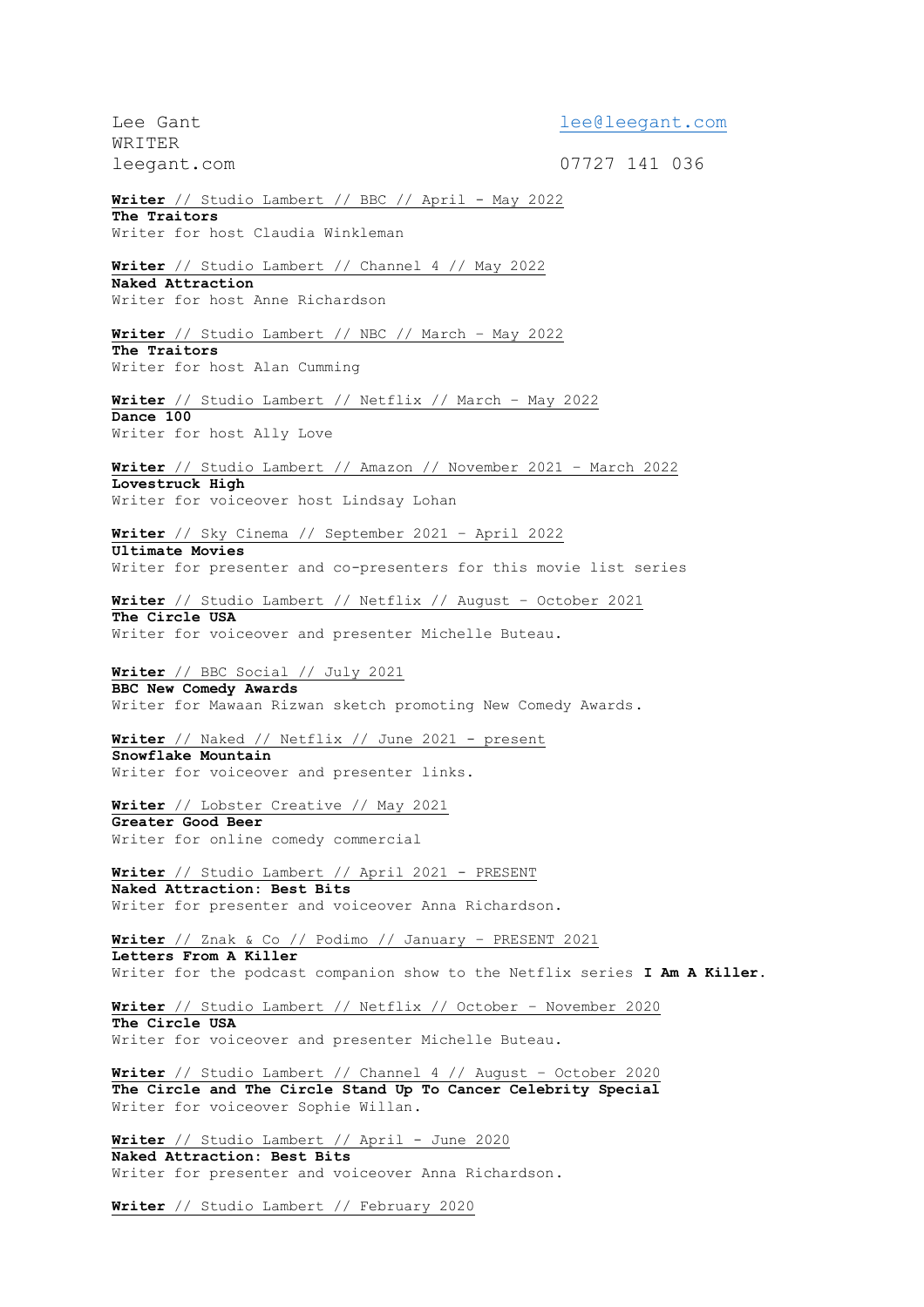Lee Gant
WRITER
leegant.com

lee@leegant.com
07727 141 036

**Writer** // Studio Lambert // BBC // April - May 2022
**The Traitors**
Writer for host Claudia Winkleman

**Writer** // Studio Lambert // Channel 4 // May 2022
**Naked Attraction**
Writer for host Anne Richardson

**Writer** // Studio Lambert // NBC // March - May 2022
**The Traitors**
Writer for host Alan Cumming

**Writer** // Studio Lambert // Netflix // March - May 2022
**Dance 100**
Writer for host Ally Love

**Writer** // Studio Lambert // Amazon // November 2021 - March 2022
**Lovestruck High**
Writer for voiceover host Lindsay Lohan

**Writer** // Sky Cinema // September 2021 - April 2022
**Ultimate Movies**
Writer for presenter and co-presenters for this movie list series

**Writer** // Studio Lambert // Netflix // August - October 2021
**The Circle USA**
Writer for voiceover and presenter Michelle Buteau.

**Writer** // BBC Social // July 2021
**BBC New Comedy Awards**
Writer for Mawaan Rizwan sketch promoting New Comedy Awards.

**Writer** // Naked // Netflix // June 2021 - present
**Snowflake Mountain**
Writer for voiceover and presenter links.

**Writer** // Lobster Creative // May 2021
**Greater Good Beer**
Writer for online comedy commercial

**Writer** // Studio Lambert // April 2021 - PRESENT
**Naked Attraction: Best Bits**
Writer for presenter and voiceover Anna Richardson.

**Writer** // Znak & Co // Podimo // January - PRESENT 2021
**Letters From A Killer**
Writer for the podcast companion show to the Netflix series **I Am A Killer**.

**Writer** // Studio Lambert // Netflix // October - November 2020
**The Circle USA**
Writer for voiceover and presenter Michelle Buteau.

**Writer** // Studio Lambert // Channel 4 // August - October 2020
**The Circle and The Circle Stand Up To Cancer Celebrity Special**
Writer for voiceover Sophie Willan.

**Writer** // Studio Lambert // April - June 2020
**Naked Attraction: Best Bits**
Writer for presenter and voiceover Anna Richardson.

**Writer** // Studio Lambert // February 2020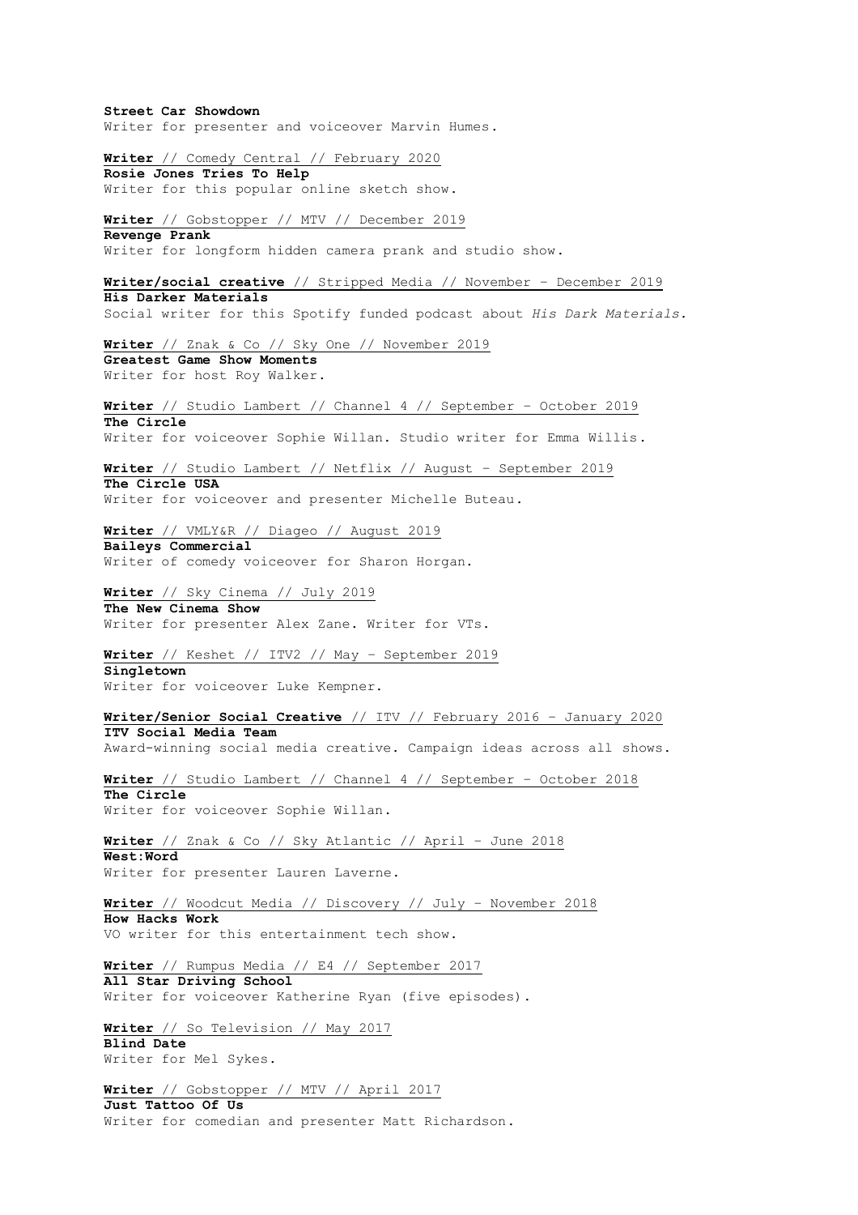**Street Car Showdown**
Writer for presenter and voiceover Marvin Humes.

**Writer** // Comedy Central // February 2020
**Rosie Jones Tries To Help**
Writer for this popular online sketch show.

**Writer** // Gobstopper // MTV // December 2019
**Revenge Prank**
Writer for longform hidden camera prank and studio show.

**Writer/social creative** // Stripped Media // November – December 2019
**His Darker Materials**
Social writer for this Spotify funded podcast about *His Dark Materials.*

**Writer** // Znak & Co // Sky One // November 2019
**Greatest Game Show Moments**
Writer for host Roy Walker.

**Writer** // Studio Lambert // Channel 4 // September – October 2019
**The Circle**
Writer for voiceover Sophie Willan. Studio writer for Emma Willis.

**Writer** // Studio Lambert // Netflix // August – September 2019
**The Circle USA**
Writer for voiceover and presenter Michelle Buteau.

**Writer** // VMLY&R // Diageo // August 2019
**Baileys Commercial**
Writer of comedy voiceover for Sharon Horgan.

**Writer** // Sky Cinema // July 2019
**The New Cinema Show**
Writer for presenter Alex Zane. Writer for VTs.

**Writer** // Keshet // ITV2 // May – September 2019
**Singletown**
Writer for voiceover Luke Kempner.

**Writer/Senior Social Creative** // ITV // February 2016 – January 2020
**ITV Social Media Team**
Award-winning social media creative. Campaign ideas across all shows.

**Writer** // Studio Lambert // Channel 4 // September – October 2018
**The Circle**
Writer for voiceover Sophie Willan.

**Writer** // Znak & Co // Sky Atlantic // April – June 2018
**West:Word**
Writer for presenter Lauren Laverne.

**Writer** // Woodcut Media // Discovery // July – November 2018
**How Hacks Work**
VO writer for this entertainment tech show.

**Writer** // Rumpus Media // E4 // September 2017
**All Star Driving School**
Writer for voiceover Katherine Ryan (five episodes).

**Writer** // So Television // May 2017
**Blind Date**
Writer for Mel Sykes.

**Writer** // Gobstopper // MTV // April 2017
**Just Tattoo Of Us**
Writer for comedian and presenter Matt Richardson.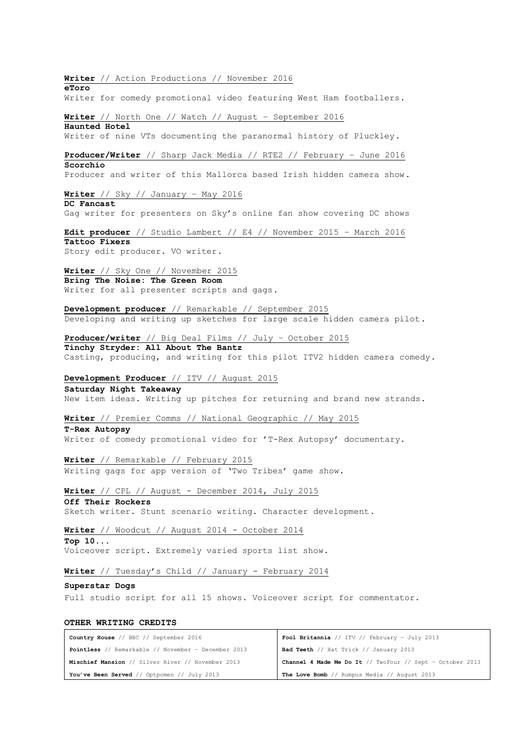**Writer** // Action Productions // November 2016
**eToro**
Writer for comedy promotional video featuring West Ham footballers.

**Writer** // North One // Watch // August – September 2016
**Haunted Hotel**
Writer of nine VTs documenting the paranormal history of Pluckley.

**Producer/Writer** // Sharp Jack Media // RTE2 // February – June 2016
**Scorchio**
Producer and writer of this Mallorca based Irish hidden camera show.

**Writer** // Sky // January – May 2016
**DC Fancast**
Gag writer for presenters on Sky's online fan show covering DC shows

**Edit producer** // Studio Lambert // E4 // November 2015 – March 2016
**Tattoo Fixers**
Story edit producer. VO writer.

**Writer** // Sky One // November 2015
**Bring The Noise: The Green Room**
Writer for all presenter scripts and gags.

**Development producer** // Remarkable // September 2015
Developing and writing up sketches for large scale hidden camera pilot.

**Producer/writer** // Big Deal Films // July – October 2015
**Tinchy Stryder: All About The Bantz**
Casting, producing, and writing for this pilot ITV2 hidden camera comedy.

**Development Producer** // ITV // August 2015
**Saturday Night Takeaway**
New item ideas. Writing up pitches for returning and brand new strands.

**Writer** // Premier Comms // National Geographic // May 2015
**T-Rex Autopsy**
Writer of comedy promotional video for 'T-Rex Autopsy' documentary.

**Writer** // Remarkable // February 2015
Writing gags for app version of 'Two Tribes' game show.

**Writer** // CPL // August - December 2014, July 2015
**Off Their Rockers**
Sketch writer. Stunt scenario writing. Character development.

**Writer** // Woodcut // August 2014 - October 2014
**Top 10...**
Voiceover script. Extremely varied sports list show.

**Writer** // Tuesday's Child // January - February 2014

**Superstar Dogs**
Full studio script for all 15 shows. Voiceover script for commentator.

**OTHER WRITING CREDITS**

| | |
|---|---|
| **Country House** // BBC // September 2016 | **Fool Britannia** // ITV // February – July 2013 |
| **Pointless** // Remarkable // November – December 2013 | **Bad Teeth** // Hat Trick // January 2013 |
| **Mischief Mansion** // Silver River // November 2013 | **Channel 4 Made Me Do It** // TwoFour // Sept – October 2013 |
| **You've Been Served** // Optpomen // July 2013 | **The Love Bomb** // Rumpus Media // August 2013 |